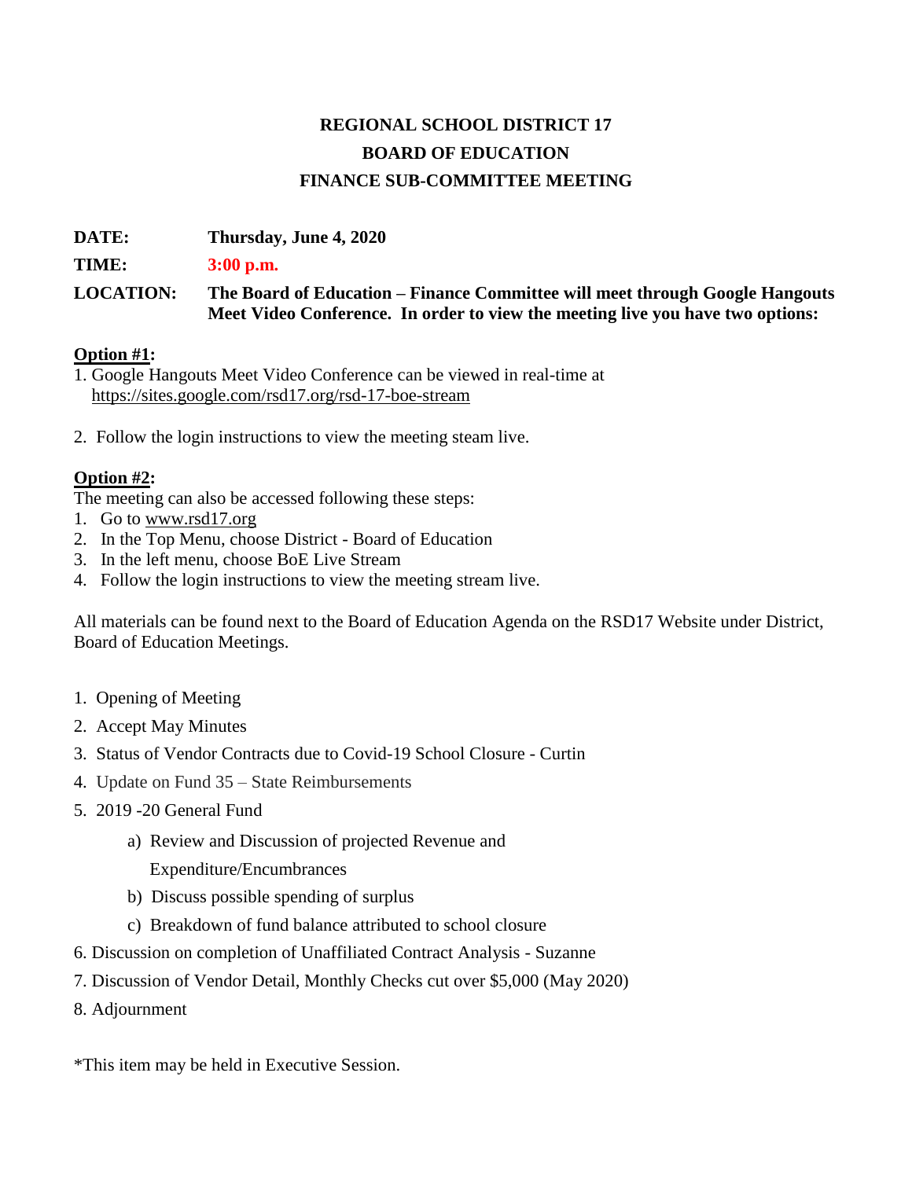# REGIONAL SCHOOL DISTRICT 17

## BOARD OF EDUCATION

## FINANCE SUB-COMMITTEE MEETING

**DATE:** **Thursday, June 4, 2020**

**TIME:** **3:00 p.m.**

**LOCATION:** **The Board of Education – Finance Committee will meet through Google Hangouts Meet Video Conference. In order to view the meeting live you have two options:**

**Option #1:**

1. Google Hangouts Meet Video Conference can be viewed in real-time at https://sites.google.com/rsd17.org/rsd-17-boe-stream

2. Follow the login instructions to view the meeting steam live.

**Option #2:**

The meeting can also be accessed following these steps:

1. Go to www.rsd17.org
2. In the Top Menu, choose District - Board of Education
3. In the left menu, choose BoE Live Stream
4. Follow the login instructions to view the meeting stream live.

All materials can be found next to the Board of Education Agenda on the RSD17 Website under District, Board of Education Meetings.

1. Opening of Meeting
2. Accept May Minutes
3. Status of Vendor Contracts due to Covid-19 School Closure - Curtin
4. Update on Fund 35 – State Reimbursements
5. 2019 -20 General Fund
    a) Review and Discussion of projected Revenue and Expenditure/Encumbrances
    b) Discuss possible spending of surplus
    c) Breakdown of fund balance attributed to school closure
6. Discussion on completion of Unaffiliated Contract Analysis - Suzanne
7. Discussion of Vendor Detail, Monthly Checks cut over $5,000 (May 2020)
8. Adjournment

*This item may be held in Executive Session.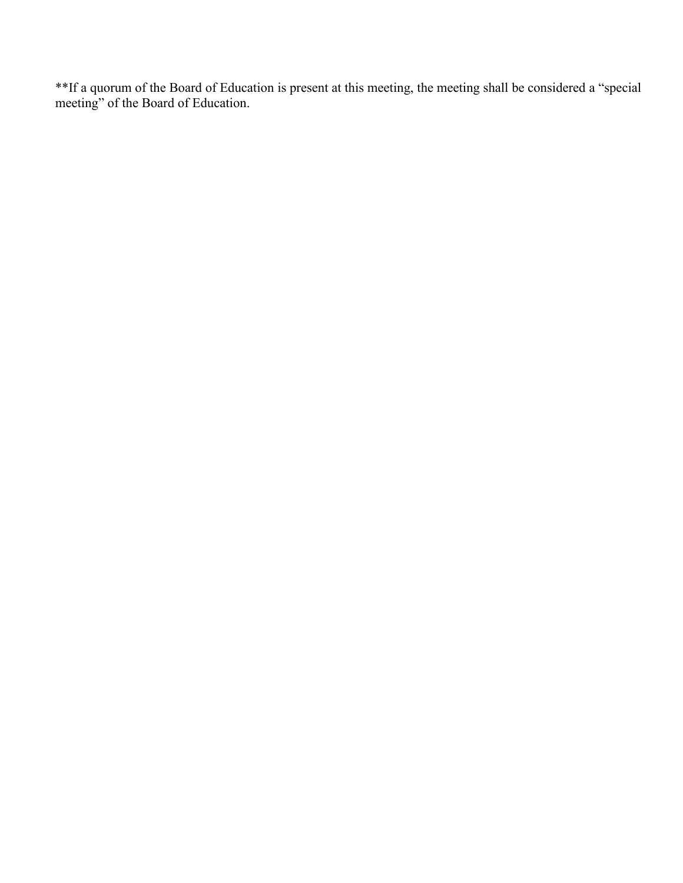**If a quorum of the Board of Education is present at this meeting, the meeting shall be considered a “special meeting” of the Board of Education.